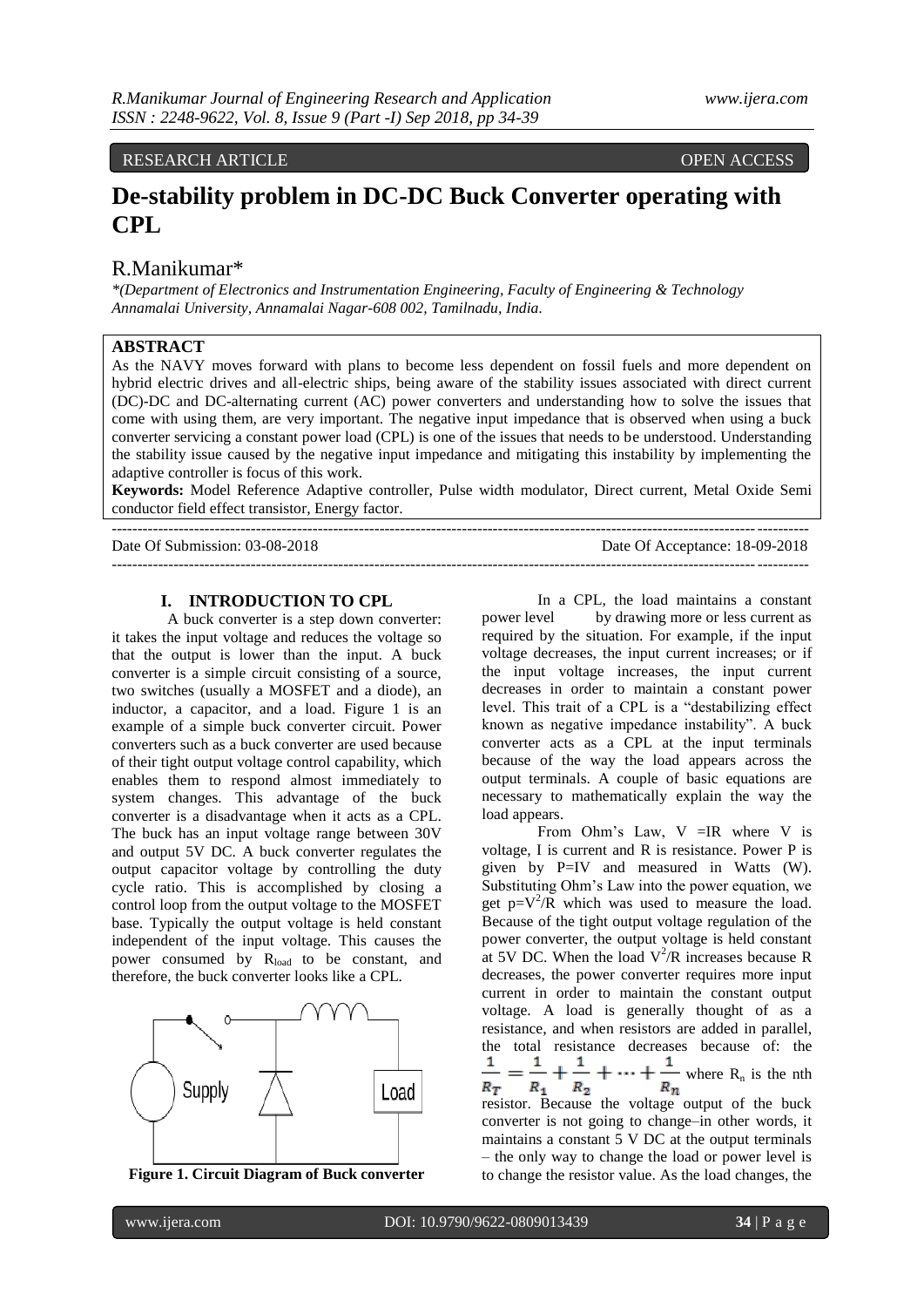RESEARCH ARTICLE OPEN ACCESS

# De-stability problem in DC-DC Buck Converter operating with CPL

## R.Manikumar*

*\*(Department of Electronics and Instrumentation Engineering, Faculty of Engineering & Technology Annamalai University, Annamalai Nagar-608 002, Tamilnadu, India.*

## ABSTRACT

As the NAVY moves forward with plans to become less dependent on fossil fuels and more dependent on hybrid electric drives and all-electric ships, being aware of the stability issues associated with direct current (DC)-DC and DC-alternating current (AC) power converters and understanding how to solve the issues that come with using them, are very important. The negative input impedance that is observed when using a buck converter servicing a constant power load (CPL) is one of the issues that needs to be understood. Understanding the stability issue caused by the negative input impedance and mitigating this instability by implementing the adaptive controller is focus of this work.

**Keywords:** Model Reference Adaptive controller, Pulse width modulator, Direct current, Metal Oxide Semi conductor field effect transistor, Energy factor.

---

Date Of Submission: 03-08-2018 Date Of Acceptance: 18-09-2018

---

## I. INTRODUCTION TO CPL

A buck converter is a step down converter: it takes the input voltage and reduces the voltage so that the output is lower than the input. A buck converter is a simple circuit consisting of a source, two switches (usually a MOSFET and a diode), an inductor, a capacitor, and a load. Figure 1 is an example of a simple buck converter circuit. Power converters such as a buck converter are used because of their tight output voltage control capability, which enables them to respond almost immediately to system changes. This advantage of the buck converter is a disadvantage when it acts as a CPL. The buck has an input voltage range between 30V and output 5V DC. A buck converter regulates the output capacitor voltage by controlling the duty cycle ratio. This is accomplished by closing a control loop from the output voltage to the MOSFET base. Typically the output voltage is held constant independent of the input voltage. This causes the power consumed by $R_{load}$ to be constant, and therefore, the buck converter looks like a CPL.

**Figure 1. Circuit Diagram of Buck converter**

In a CPL, the load maintains a constant power level by drawing more or less current as required by the situation. For example, if the input voltage decreases, the input current increases; or if the input voltage increases, the input current decreases in order to maintain a constant power level. This trait of a CPL is a "destabilizing effect known as negative impedance instability". A buck converter acts as a CPL at the input terminals because of the way the load appears across the output terminals. A couple of basic equations are necessary to mathematically explain the way the load appears.

From Ohm's Law, V =IR where V is voltage, I is current and R is resistance. Power P is given by P=IV and measured in Watts (W). Substituting Ohm's Law into the power equation, we get $p=V^2/R$ which was used to measure the load. Because of the tight output voltage regulation of the power converter, the output voltage is held constant at 5V DC. When the load $V^2/R$ increases because R decreases, the power converter requires more input current in order to maintain the constant output voltage. A load is generally thought of as a resistance, and when resistors are added in parallel, the total resistance decreases because of: the $\frac{1}{R_T} = \frac{1}{R_1} + \frac{1}{R_2} + \cdots + \frac{1}{R_n}$ where $R_n$ is the nth resistor. Because the voltage output of the buck converter is not going to change–in other words, it maintains a constant 5 V DC at the output terminals – the only way to change the load or power level is to change the resistor value. As the load changes, the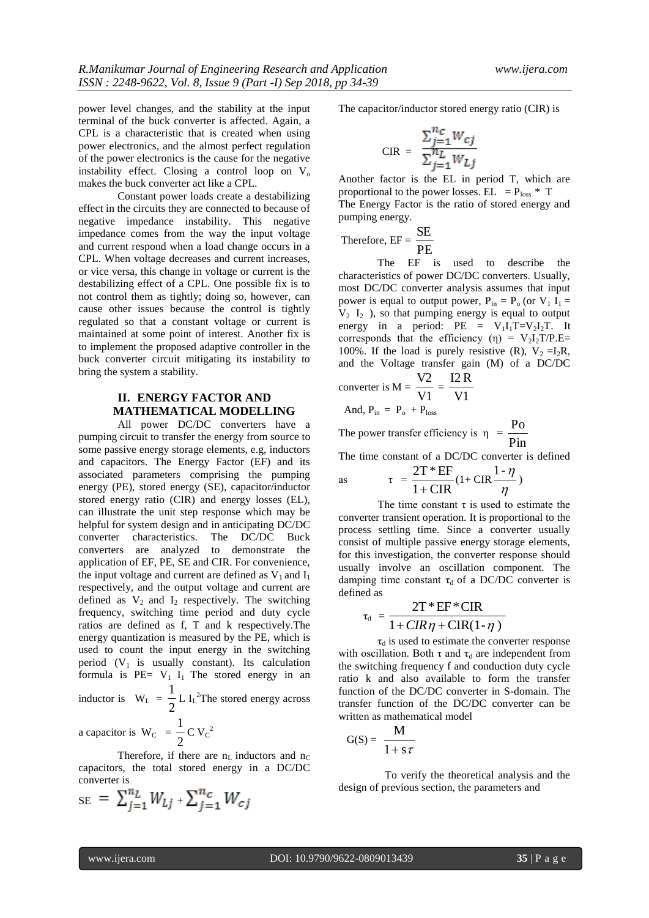power level changes, and the stability at the input terminal of the buck converter is affected. Again, a CPL is a characteristic that is created when using power electronics, and the almost perfect regulation of the power electronics is the cause for the negative instability effect. Closing a control loop on $V_o$ makes the buck converter act like a CPL.

Constant power loads create a destabilizing effect in the circuits they are connected to because of negative impedance instability. This negative impedance comes from the way the input voltage and current respond when a load change occurs in a CPL. When voltage decreases and current increases, or vice versa, this change in voltage or current is the destabilizing effect of a CPL. One possible fix is to not control them as tightly; doing so, however, can cause other issues because the control is tightly regulated so that a constant voltage or current is maintained at some point of interest. Another fix is to implement the proposed adaptive controller in the buck converter circuit mitigating its instability to bring the system a stability.

## II. ENERGY FACTOR AND MATHEMATICAL MODELLING

All power DC/DC converters have a pumping circuit to transfer the energy from source to some passive energy storage elements, e.g, inductors and capacitors. The Energy Factor (EF) and its associated parameters comprising the pumping energy (PE), stored energy (SE), capacitor/inductor stored energy ratio (CIR) and energy losses (EL), can illustrate the unit step response which may be helpful for system design and in anticipating DC/DC converter characteristics. The DC/DC Buck converters are analyzed to demonstrate the application of EF, PE, SE and CIR. For convenience, the input voltage and current are defined as $V_1$ and $I_1$ respectively, and the output voltage and current are defined as $V_2$ and $I_2$ respectively. The switching frequency, switching time period and duty cycle ratios are defined as f, T and k respectively.The energy quantization is measured by the PE, which is used to count the input energy in the switching period ($V_1$ is usually constant). Its calculation formula is PE= $V_1$ $I_1$ The stored energy in an inductor is $W_L = \frac{1}{2} L\, I_L^2$The stored energy across a capacitor is $W_C = \frac{1}{2} C\, V_C^2$

Therefore, if there are $n_L$ inductors and $n_C$ capacitors, the total stored energy in a DC/DC converter is

$$SE = \sum_{j=1}^{n_L} W_{Lj} + \sum_{j=1}^{n_C} W_{Cj}$$

The capacitor/inductor stored energy ratio (CIR) is

$$CIR = \frac{\sum_{j=1}^{n_C} W_{Cj}}{\sum_{j=1}^{n_L} W_{Lj}}$$

Another factor is the EL in period T, which are proportional to the power losses. $EL = P_{loss} * T$

The Energy Factor is the ratio of stored energy and pumping energy.

Therefore, $EF = \frac{SE}{PE}$

The EF is used to describe the characteristics of power DC/DC converters. Usually, most DC/DC converter analysis assumes that input power is equal to output power, $P_{in} = P_o$ (or $V_1\ I_1 = V_2\ I_2$ ), so that pumping energy is equal to output energy in a period: $PE = V_1I_1T=V_2I_2T$. It corresponds that the efficiency ($\eta$) = $V_2I_2T/P.E$= 100%. If the load is purely resistive (R), $V_2 = I_2R$, and the Voltage transfer gain (M) of a DC/DC converter is $M = \frac{V2}{V1} = \frac{I2\,R}{V1}$

And, $P_{in} = P_o + P_{loss}$

The power transfer efficiency is $\eta = \frac{Po}{Pin}$

The time constant of a DC/DC converter is defined as

$$\tau = \frac{2T*EF}{1+CIR}(1+ CIR\frac{1-\eta}{\eta})$$

The time constant $\tau$ is used to estimate the converter transient operation. It is proportional to the process settling time. Since a converter usually consist of multiple passive energy storage elements, for this investigation, the converter response should usually involve an oscillation component. The damping time constant $\tau_d$ of a DC/DC converter is defined as

$$\tau_d = \frac{2T*EF*CIR}{1+CIR\eta+CIR(1-\eta)}$$

$\tau_d$ is used to estimate the converter response with oscillation. Both $\tau$ and $\tau_d$ are independent from the switching frequency f and conduction duty cycle ratio k and also available to form the transfer function of the DC/DC converter in S-domain. The transfer function of the DC/DC converter can be written as mathematical model

$$G(S) = \frac{M}{1+s\tau}$$

To verify the theoretical analysis and the design of previous section, the parameters and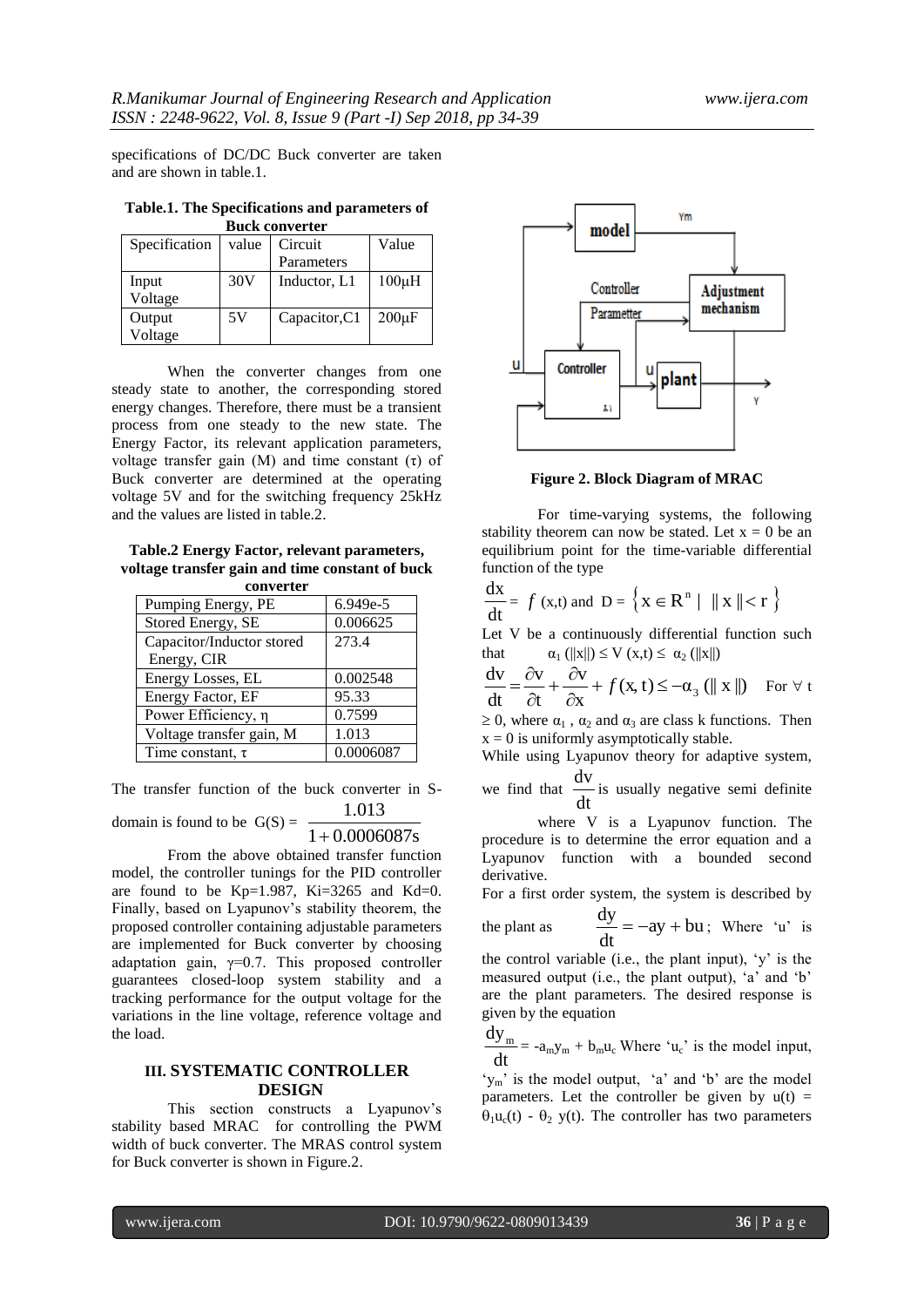specifications of DC/DC Buck converter are taken and are shown in table.1.

**Table.1. The Specifications and parameters of Buck converter**

| Specification | value | Circuit Parameters | Value |
|---|---|---|---|
| Input Voltage | 30V | Inductor, L1 | 100μH |
| Output Voltage | 5V | Capacitor,C1 | 200μF |

When the converter changes from one steady state to another, the corresponding stored energy changes. Therefore, there must be a transient process from one steady to the new state. The Energy Factor, its relevant application parameters, voltage transfer gain (M) and time constant (τ) of Buck converter are determined at the operating voltage 5V and for the switching frequency 25kHz and the values are listed in table.2.

**Table.2 Energy Factor, relevant parameters, voltage transfer gain and time constant of buck converter**

| | |
|---|---|
| Pumping Energy, PE | 6.949e-5 |
| Stored Energy, SE | 0.006625 |
| Capacitor/Inductor stored Energy, CIR | 273.4 |
| Energy Losses, EL | 0.002548 |
| Energy Factor, EF | 95.33 |
| Power Efficiency, η | 0.7599 |
| Voltage transfer gain, M | 1.013 |
| Time constant, τ | 0.0006087 |

The transfer function of the buck converter in S-domain is found to be $G(S) = \dfrac{1.013}{1 + 0.0006087s}$

From the above obtained transfer function model, the controller tunings for the PID controller are found to be Kp=1.987, Ki=3265 and Kd=0. Finally, based on Lyapunov's stability theorem, the proposed controller containing adjustable parameters are implemented for Buck converter by choosing adaptation gain, γ=0.7. This proposed controller guarantees closed-loop system stability and a tracking performance for the output voltage for the variations in the line voltage, reference voltage and the load.

## III. SYSTEMATIC CONTROLLER DESIGN

This section constructs a Lyapunov's stability based MRAC for controlling the PWM width of buck converter. The MRAS control system for Buck converter is shown in Figure.2.

**Figure 2. Block Diagram of MRAC**

For time-varying systems, the following stability theorem can now be stated. Let x = 0 be an equilibrium point for the time-variable differential function of the type

$$\frac{dx}{dt} = f(x,t) \text{ and } D = \left\{ x \in R^n \mid \|x\| < r \right\}$$

Let V be a continuously differential function such that $\alpha_1(\|x\|) \le V(x,t) \le \alpha_2(\|x\|)$

$$\frac{dv}{dt} = \frac{\partial v}{\partial t} + \frac{\partial v}{\partial x} + f(x,t) \le -\alpha_3(\|x\|) \quad \text{For } \forall\, t$$

$\ge 0$, where $\alpha_1$, $\alpha_2$ and $\alpha_3$ are class k functions. Then x = 0 is uniformly asymptotically stable.

While using Lyapunov theory for adaptive system, we find that $\frac{dv}{dt}$ is usually negative semi definite

where V is a Lyapunov function. The procedure is to determine the error equation and a Lyapunov function with a bounded second derivative.

For a first order system, the system is described by the plant as $\frac{dy}{dt} = -ay + bu$; Where 'u' is the control variable (i.e., the plant input), 'y' is the measured output (i.e., the plant output), 'a' and 'b' are the plant parameters. The desired response is given by the equation

$\frac{dy_m}{dt} = -a_m y_m + b_m u_c$ Where '$u_c$' is the model input, '$y_m$' is the model output, 'a' and 'b' are the model parameters. Let the controller be given by $u(t) = \theta_1 u_c(t) - \theta_2\, y(t)$. The controller has two parameters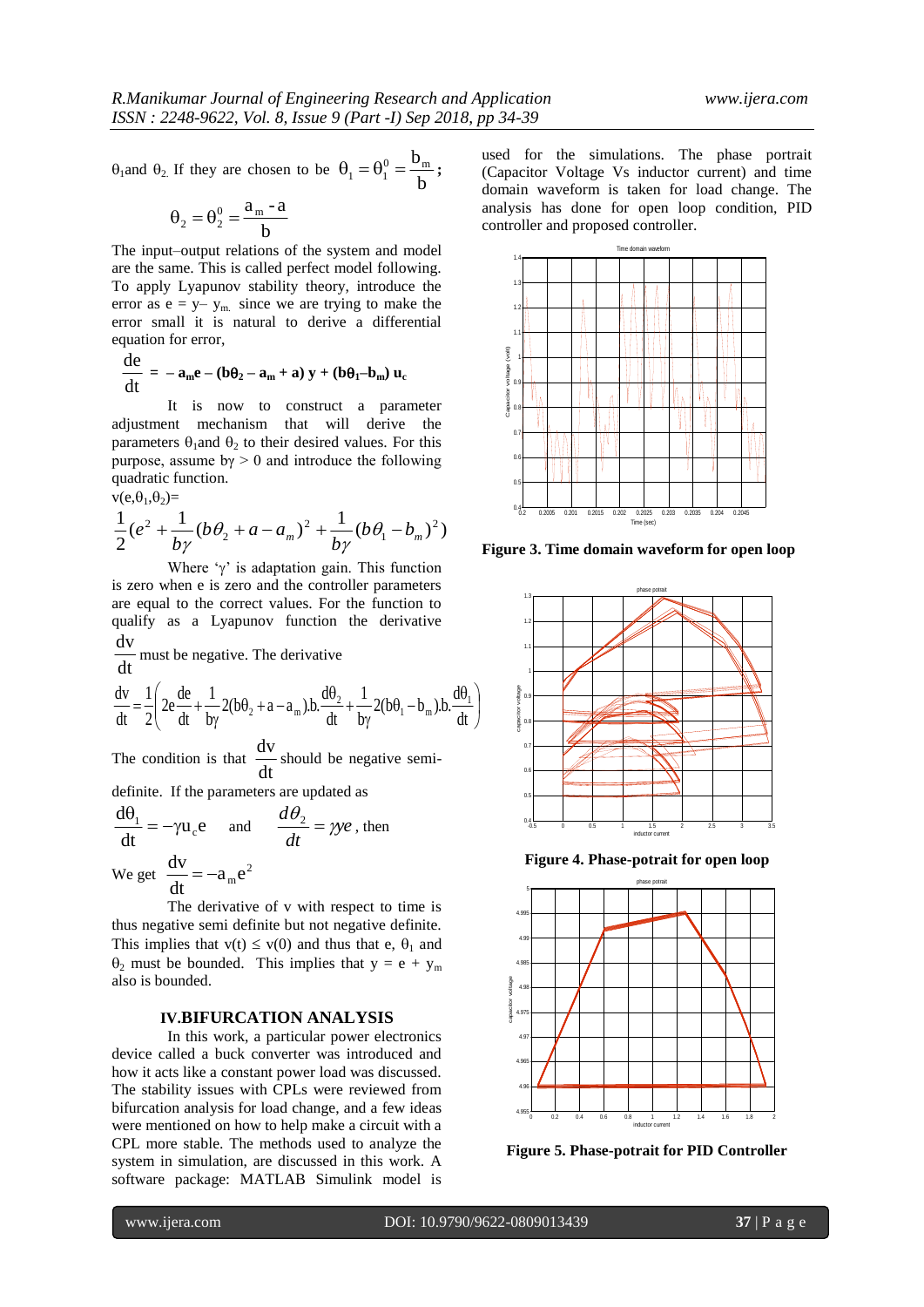$\theta_1$and $\theta_2$. If they are chosen to be $\theta_1 = \theta_1^0 = \frac{b_m}{b}$;

$$\theta_2 = \theta_2^0 = \frac{a_m - a}{b}$$

The input–output relations of the system and model are the same. This is called perfect model following. To apply Lyapunov stability theory, introduce the error as $e = y - y_m$. since we are trying to make the error small it is natural to derive a differential equation for error,

$$\frac{de}{dt} = -a_m e - (b\theta_2 - a_m + a)\, y + (b\theta_1 - b_m)\, u_c$$

It is now to construct a parameter adjustment mechanism that will derive the parameters $\theta_1$and $\theta_2$ to their desired values. For this purpose, assume $b\gamma > 0$ and introduce the following quadratic function.

$v(e,\theta_1,\theta_2)=$

$$\frac{1}{2}(e^2 + \frac{1}{b\gamma}(b\theta_2 + a - a_m)^2 + \frac{1}{b\gamma}(b\theta_1 - b_m)^2)$$

Where '$\gamma$' is adaptation gain. This function is zero when e is zero and the controller parameters are equal to the correct values. For the function to qualify as a Lyapunov function the derivative $\frac{dv}{dt}$ must be negative. The derivative

$$\frac{dv}{dt} = \frac{1}{2}\left(2e\frac{de}{dt} + \frac{1}{b\gamma}2(b\theta_2 + a - a_m).b.\frac{d\theta_2}{dt} + \frac{1}{b\gamma}2(b\theta_1 - b_m).b.\frac{d\theta_1}{dt}\right)$$

The condition is that $\frac{dv}{dt}$ should be negative semi-definite. If the parameters are updated as

$$\frac{d\theta_1}{dt} = -\gamma u_c e \quad \text{and} \quad \frac{d\theta_2}{dt} = \gamma y e \text{, then}$$

We get $\frac{dv}{dt} = -a_m e^2$

The derivative of v with respect to time is thus negative semi definite but not negative definite. This implies that $v(t) \leq v(0)$ and thus that e, $\theta_1$ and $\theta_2$ must be bounded. This implies that $y = e + y_m$ also is bounded.

## IV.BIFURCATION ANALYSIS

In this work, a particular power electronics device called a buck converter was introduced and how it acts like a constant power load was discussed. The stability issues with CPLs were reviewed from bifurcation analysis for load change, and a few ideas were mentioned on how to help make a circuit with a CPL more stable. The methods used to analyze the system in simulation, are discussed in this work. A software package: MATLAB Simulink model is used for the simulations. The phase portrait (Capacitor Voltage Vs inductor current) and time domain waveform is taken for load change. The analysis has done for open loop condition, PID controller and proposed controller.

**Figure 3. Time domain waveform for open loop**

**Figure 4. Phase-potrait for open loop**

**Figure 5. Phase-potrait for PID Controller**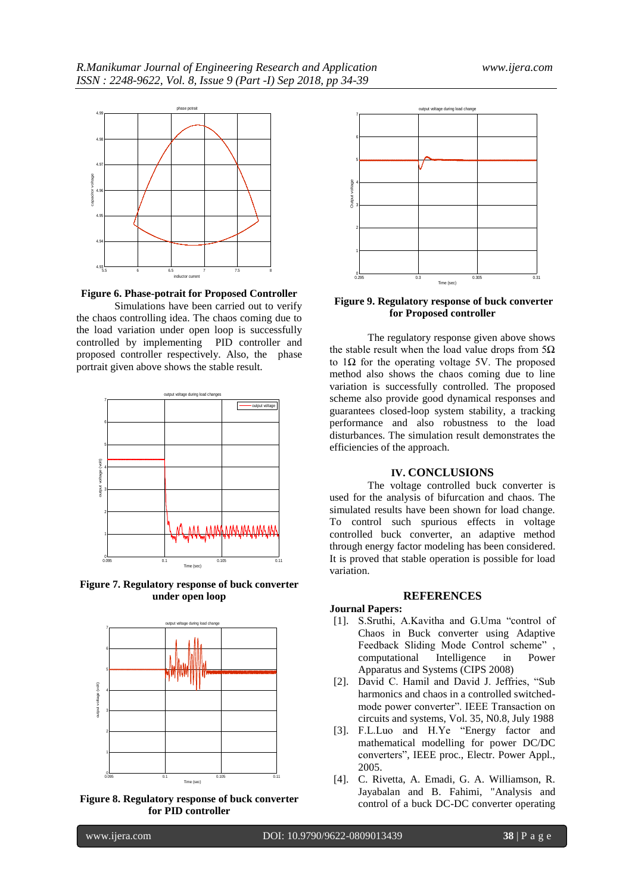**Figure 6. Phase-potrait for Proposed Controller**

Simulations have been carried out to verify the chaos controlling idea. The chaos coming due to the load variation under open loop is successfully controlled by implementing PID controller and proposed controller respectively. Also, the phase portrait given above shows the stable result.

**Figure 7. Regulatory response of buck converter under open loop**

**Figure 8. Regulatory response of buck converter for PID controller**

**Figure 9. Regulatory response of buck converter for Proposed controller**

The regulatory response given above shows the stable result when the load value drops from 5Ω to 1Ω for the operating voltage 5V. The proposed method also shows the chaos coming due to line variation is successfully controlled. The proposed scheme also provide good dynamical responses and guarantees closed-loop system stability, a tracking performance and also robustness to the load disturbances. The simulation result demonstrates the efficiencies of the approach.

## IV. CONCLUSIONS

The voltage controlled buck converter is used for the analysis of bifurcation and chaos. The simulated results have been shown for load change. To control such spurious effects in voltage controlled buck converter, an adaptive method through energy factor modeling has been considered. It is proved that stable operation is possible for load variation.

## REFERENCES

**Journal Papers:**

[1]. S.Sruthi, A.Kavitha and G.Uma "control of Chaos in Buck converter using Adaptive Feedback Sliding Mode Control scheme" , computational Intelligence in Power Apparatus and Systems (CIPS 2008)

[2]. David C. Hamil and David J. Jeffries, "Sub harmonics and chaos in a controlled switched-mode power converter". IEEE Transaction on circuits and systems, Vol. 35, N0.8, July 1988

[3]. F.L.Luo and H.Ye "Energy factor and mathematical modelling for power DC/DC converters", IEEE proc., Electr. Power Appl., 2005.

[4]. C. Rivetta, A. Emadi, G. A. Williamson, R. Jayabalan and B. Fahimi, "Analysis and control of a buck DC-DC converter operating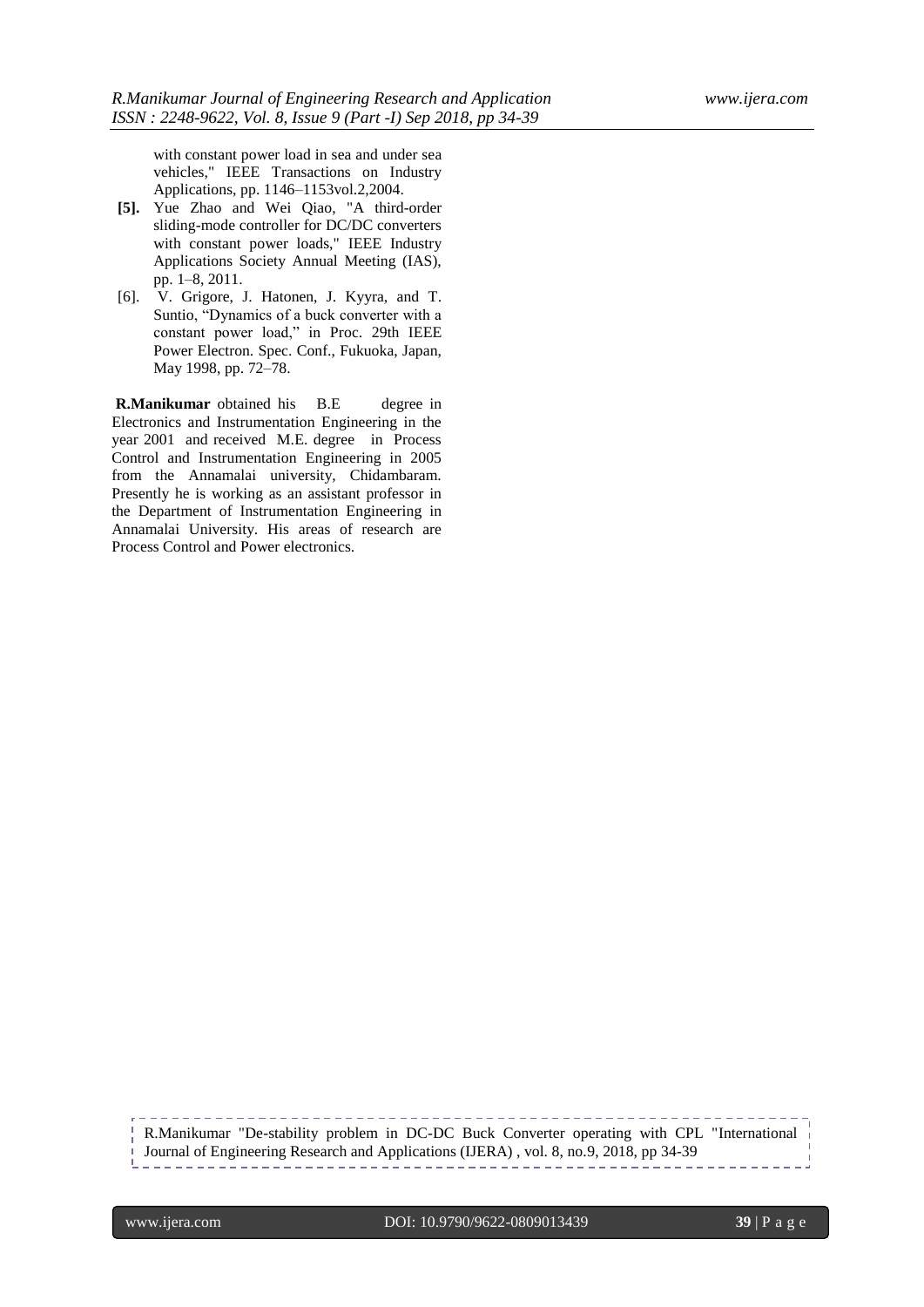with constant power load in sea and under sea vehicles," IEEE Transactions on Industry Applications, pp. 1146–1153vol.2,2004.

**[5].** Yue Zhao and Wei Qiao, "A third-order sliding-mode controller for DC/DC converters with constant power loads," IEEE Industry Applications Society Annual Meeting (IAS), pp. 1–8, 2011.

[6]. V. Grigore, J. Hatonen, J. Kyyra, and T. Suntio, "Dynamics of a buck converter with a constant power load," in Proc. 29th IEEE Power Electron. Spec. Conf., Fukuoka, Japan, May 1998, pp. 72–78.

**R.Manikumar** obtained his B.E degree in Electronics and Instrumentation Engineering in the year 2001 and received M.E. degree in Process Control and Instrumentation Engineering in 2005 from the Annamalai university, Chidambaram. Presently he is working as an assistant professor in the Department of Instrumentation Engineering in Annamalai University. His areas of research are Process Control and Power electronics.

R.Manikumar "De-stability problem in DC-DC Buck Converter operating with CPL "International Journal of Engineering Research and Applications (IJERA) , vol. 8, no.9, 2018, pp 34-39